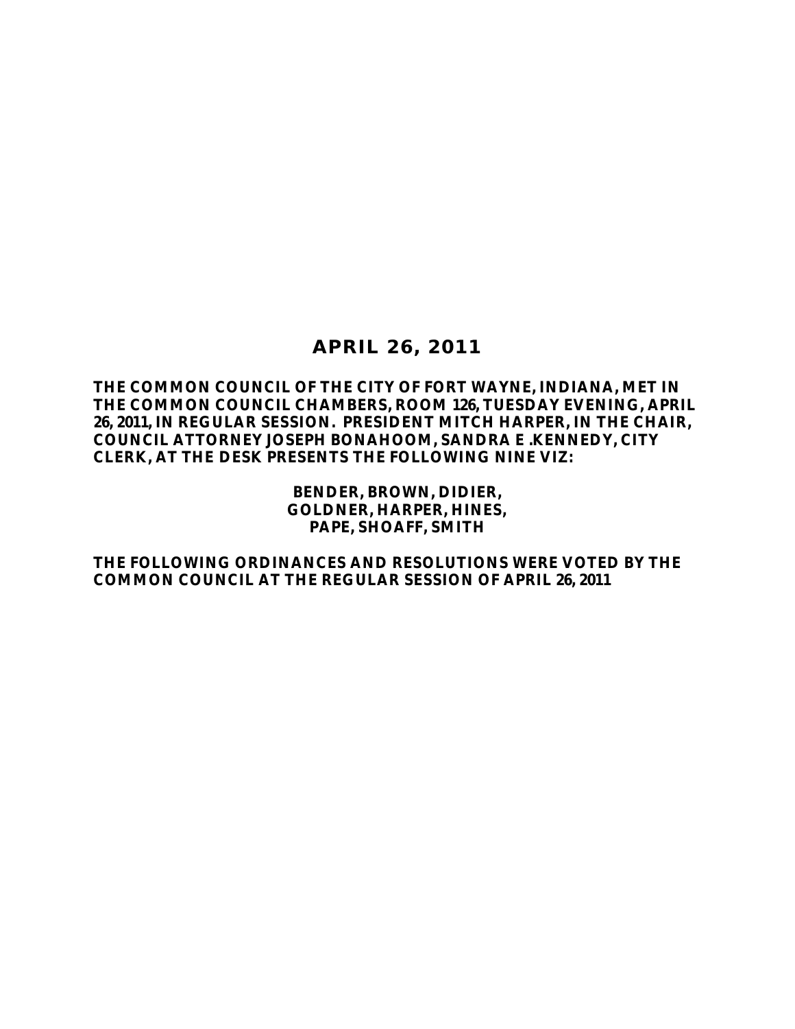# APRIL 26, 2011

**THE COMMON COUNCIL OF THE CITY OF FORT WAYNE, INDIANA, MET IN THE COMMON COUNCIL CHAMBERS, ROOM 126, TUESDAY EVENING, APRIL 26, 2011, IN REGULAR SESSION. PRESIDENT MITCH HARPER, IN THE CHAIR, COUNCIL ATTORNEY JOSEPH BONAHOOM, SANDRA E .KENNEDY, CITY CLERK, AT THE DESK PRESENTS THE FOLLOWING NINE VIZ:**

**BENDER, BROWN, DIDIER,**
**GOLDNER, HARPER, HINES,**
**PAPE, SHOAFF, SMITH**

**THE FOLLOWING ORDINANCES AND RESOLUTIONS WERE VOTED BY THE COMMON COUNCIL AT THE REGULAR SESSION OF APRIL 26, 2011**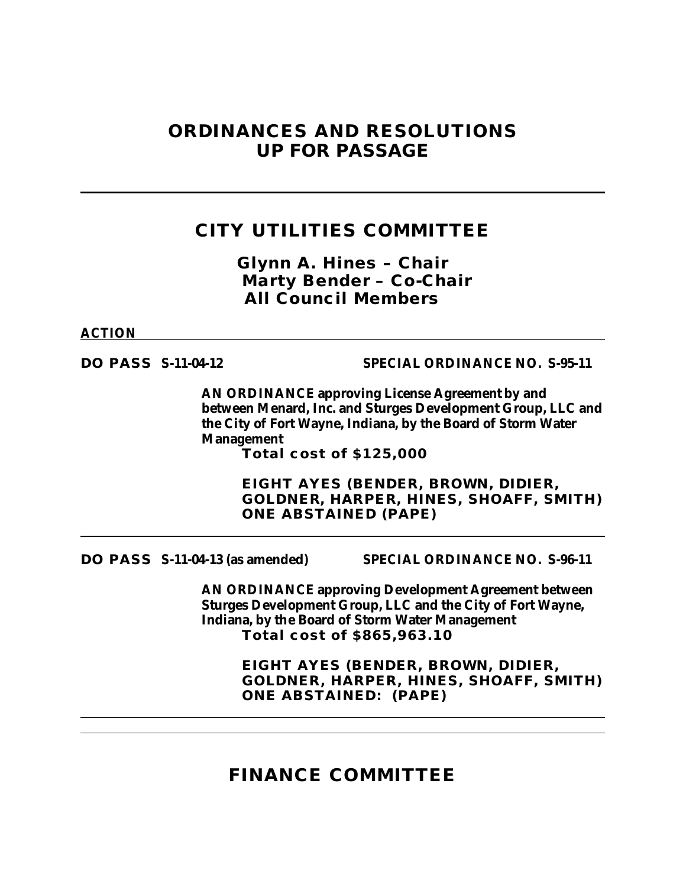# ORDINANCES AND RESOLUTIONS UP FOR PASSAGE

---

## CITY UTILITIES COMMITTEE

**Glynn A. Hines – Chair**
**Marty Bender – Co-Chair**
**All Council Members**

**ACTION**

---

**DO PASS S-11-04-12** **SPECIAL ORDINANCE NO. S-95-11**

**AN ORDINANCE approving License Agreement by and between Menard, Inc. and Sturges Development Group, LLC and the City of Fort Wayne, Indiana, by the Board of Storm Water Management**
**Total cost of $125,000**

**EIGHT AYES (BENDER, BROWN, DIDIER, GOLDNER, HARPER, HINES, SHOAFF, SMITH)**
**ONE ABSTAINED (PAPE)**

---

**DO PASS S-11-04-13 (as amended)** **SPECIAL ORDINANCE NO. S-96-11**

**AN ORDINANCE approving Development Agreement between Sturges Development Group, LLC and the City of Fort Wayne, Indiana, by the Board of Storm Water Management**
**Total cost of $865,963.10**

**EIGHT AYES (BENDER, BROWN, DIDIER, GOLDNER, HARPER, HINES, SHOAFF, SMITH)**
**ONE ABSTAINED: (PAPE)**

---

## FINANCE COMMITTEE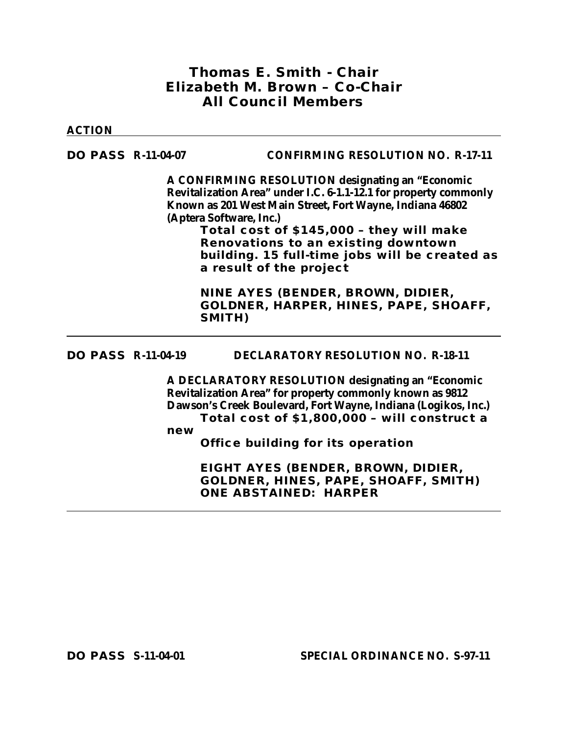**Thomas E. Smith - Chair**
**Elizabeth M. Brown – Co-Chair**
**All Council Members**

**ACTION**

---

**DO PASS R-11-04-07** **CONFIRMING RESOLUTION NO. R-17-11**

**A CONFIRMING RESOLUTION designating an "Economic Revitalization Area" under I.C. 6-1.1-12.1 for property commonly Known as 201 West Main Street, Fort Wayne, Indiana 46802 (Aptera Software, Inc.)**

**Total cost of $145,000 – they will make Renovations to an existing downtown building. 15 full-time jobs will be created as a result of the project**

**NINE AYES (BENDER, BROWN, DIDIER, GOLDNER, HARPER, HINES, PAPE, SHOAFF, SMITH)**

---

**DO PASS R-11-04-19** **DECLARATORY RESOLUTION NO. R-18-11**

**A DECLARATORY RESOLUTION designating an "Economic Revitalization Area" for property commonly known as 9812 Dawson's Creek Boulevard, Fort Wayne, Indiana (Logikos, Inc.)**

**Total cost of $1,800,000 – will construct a new Office building for its operation**

**EIGHT AYES (BENDER, BROWN, DIDIER, GOLDNER, HINES, PAPE, SHOAFF, SMITH)**
**ONE ABSTAINED: HARPER**

---

**DO PASS S-11-04-01** **SPECIAL ORDINANCE NO. S-97-11**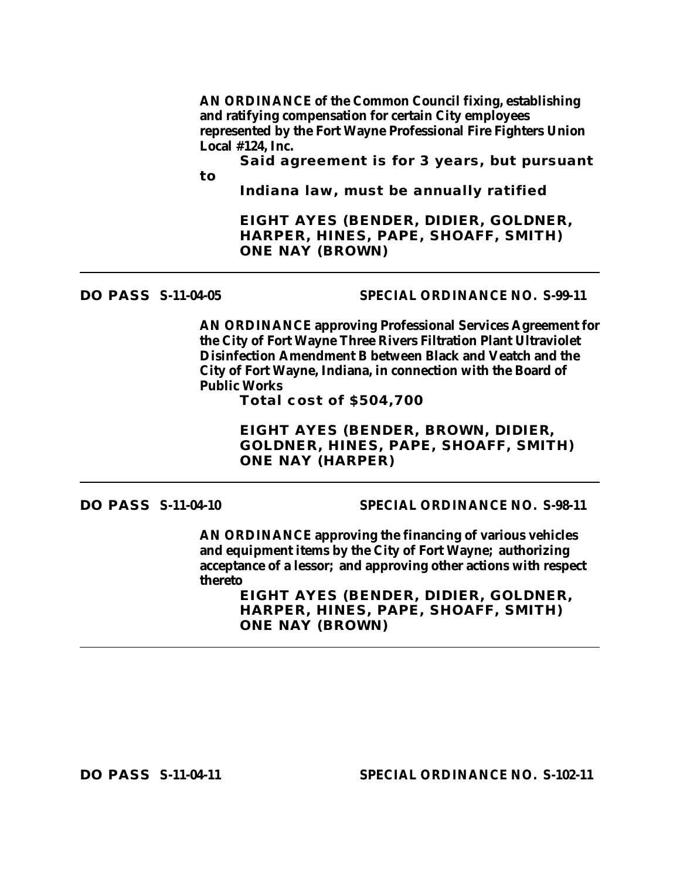**AN ORDINANCE of the Common Council fixing, establishing and ratifying compensation for certain City employees represented by the Fort Wayne Professional Fire Fighters Union Local #124, Inc.**

**Said agreement is for 3 years, but pursuant to Indiana law, must be annually ratified**

**EIGHT AYES (BENDER, DIDIER, GOLDNER, HARPER, HINES, PAPE, SHOAFF, SMITH)**
**ONE NAY (BROWN)**

---

**DO PASS S-11-04-05** **SPECIAL ORDINANCE NO. S-99-11**

**AN ORDINANCE approving Professional Services Agreement for the City of Fort Wayne Three Rivers Filtration Plant Ultraviolet Disinfection Amendment B between Black and Veatch and the City of Fort Wayne, Indiana, in connection with the Board of Public Works**

**Total cost of $504,700**

**EIGHT AYES (BENDER, BROWN, DIDIER, GOLDNER, HINES, PAPE, SHOAFF, SMITH)**
**ONE NAY (HARPER)**

---

**DO PASS S-11-04-10** **SPECIAL ORDINANCE NO. S-98-11**

**AN ORDINANCE approving the financing of various vehicles and equipment items by the City of Fort Wayne; authorizing acceptance of a lessor; and approving other actions with respect thereto**

**EIGHT AYES (BENDER, DIDIER, GOLDNER, HARPER, HINES, PAPE, SHOAFF, SMITH)**
**ONE NAY (BROWN)**

---

**DO PASS S-11-04-11** **SPECIAL ORDINANCE NO. S-102-11**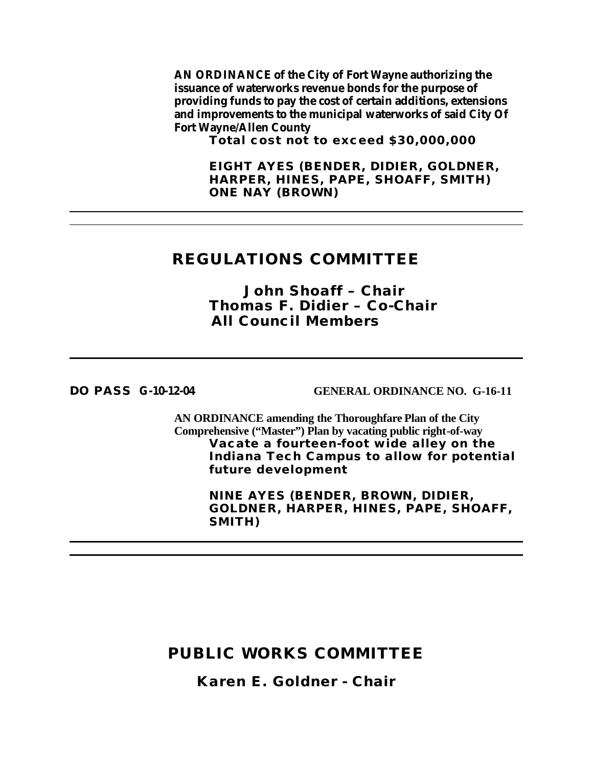**AN ORDINANCE of the City of Fort Wayne authorizing the issuance of waterworks revenue bonds for the purpose of providing funds to pay the cost of certain additions, extensions and improvements to the municipal waterworks of said City Of Fort Wayne/Allen County**

**Total cost not to exceed $30,000,000**

**EIGHT AYES (BENDER, DIDIER, GOLDNER, HARPER, HINES, PAPE, SHOAFF, SMITH)**
**ONE NAY (BROWN)**

---

---

## REGULATIONS COMMITTEE

**John Shoaff – Chair**
**Thomas F. Didier – Co-Chair**
**All Council Members**

---

**DO PASS G-10-12-04** **GENERAL ORDINANCE NO. G-16-11**

**AN ORDINANCE amending the Thoroughfare Plan of the City Comprehensive (“Master”) Plan by vacating public right-of-way**

**Vacate a fourteen-foot wide alley on the Indiana Tech Campus to allow for potential future development**

**NINE AYES (BENDER, BROWN, DIDIER, GOLDNER, HARPER, HINES, PAPE, SHOAFF, SMITH)**

---

---

## PUBLIC WORKS COMMITTEE

**Karen E. Goldner - Chair**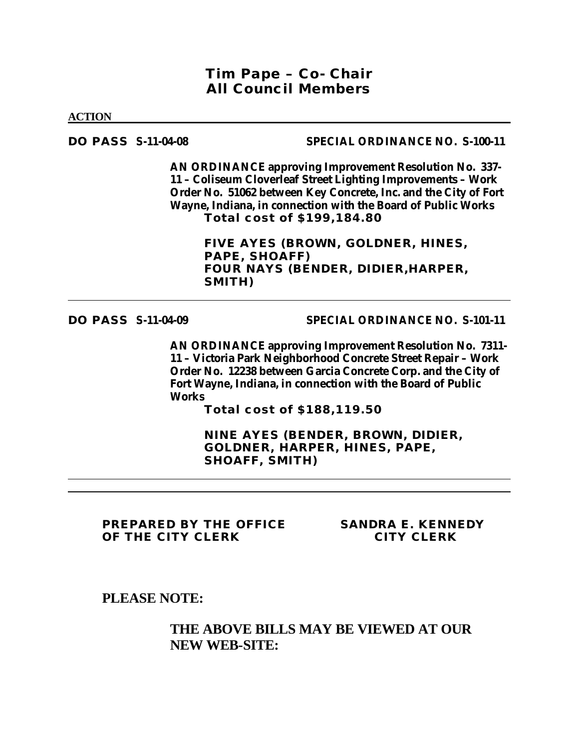**Tim Pape – Co-Chair**
**All Council Members**

**ACTION**

---

**DO PASS S-11-04-08** **SPECIAL ORDINANCE NO. S-100-11**

**AN ORDINANCE approving Improvement Resolution No. 337-11 – Coliseum Cloverleaf Street Lighting Improvements – Work Order No. 51062 between Key Concrete, Inc. and the City of Fort Wayne, Indiana, in connection with the Board of Public Works**
**Total cost of $199,184.80**

**FIVE AYES (BROWN, GOLDNER, HINES, PAPE, SHOAFF)**
**FOUR NAYS (BENDER, DIDIER,HARPER, SMITH)**

---

**DO PASS S-11-04-09** **SPECIAL ORDINANCE NO. S-101-11**

**AN ORDINANCE approving Improvement Resolution No. 7311-11 – Victoria Park Neighborhood Concrete Street Repair – Work Order No. 12238 between Garcia Concrete Corp. and the City of Fort Wayne, Indiana, in connection with the Board of Public Works**
**Total cost of $188,119.50**

**NINE AYES (BENDER, BROWN, DIDIER, GOLDNER, HARPER, HINES, PAPE, SHOAFF, SMITH)**

---

**PREPARED BY THE OFFICE OF THE CITY CLERK**

**SANDRA E. KENNEDY**
**CITY CLERK**

**PLEASE NOTE:**

**THE ABOVE BILLS MAY BE VIEWED AT OUR NEW WEB-SITE:**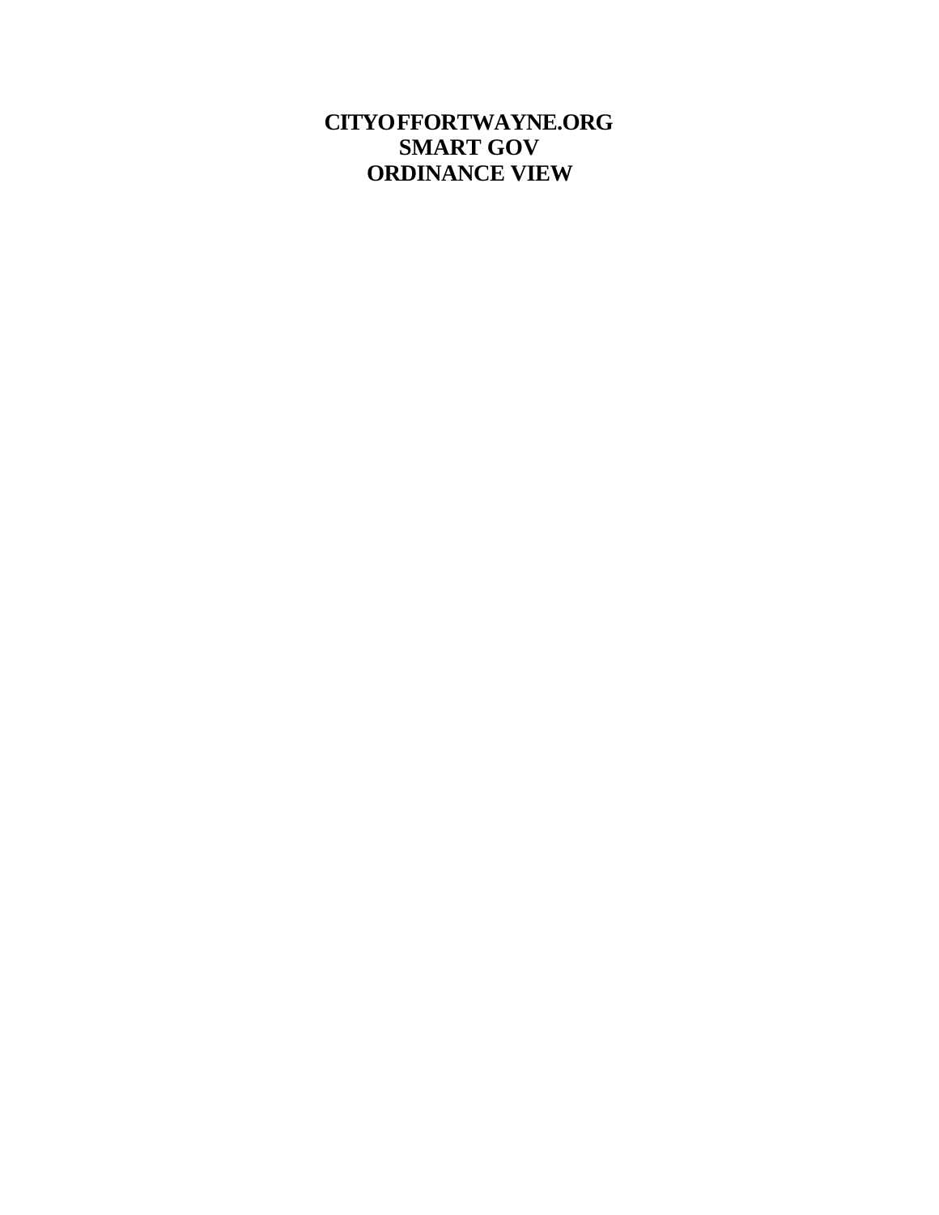**CITYOFFORTWAYNE.ORG**
**SMART GOV**
**ORDINANCE VIEW**